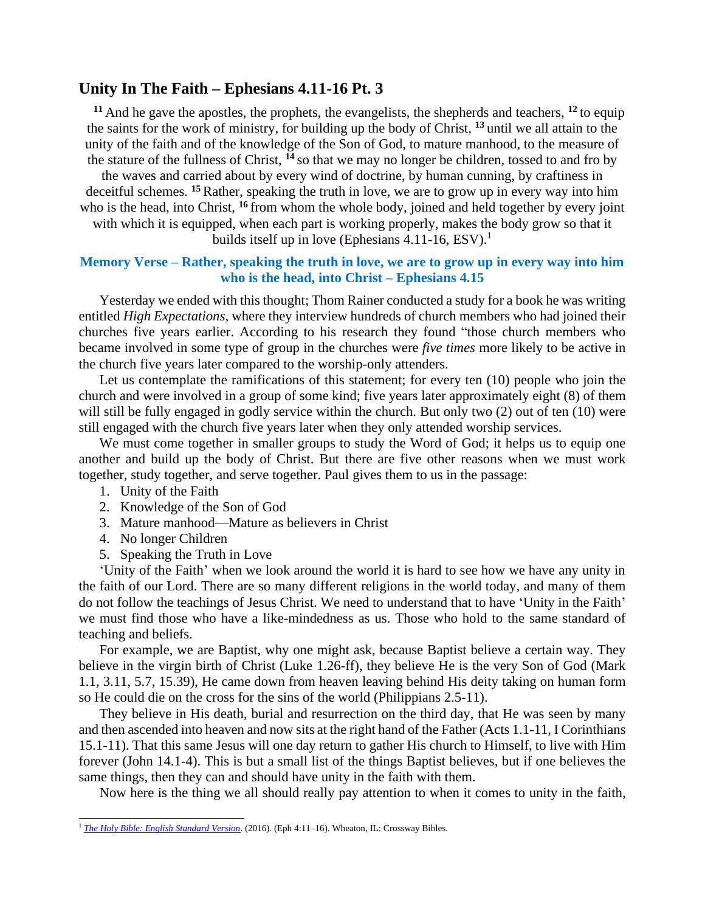## Unity In The Faith – Ephesians 4.11-16 Pt. 3

[11] And he gave the apostles, the prophets, the evangelists, the shepherds and teachers, [12] to equip the saints for the work of ministry, for building up the body of Christ, [13] until we all attain to the unity of the faith and of the knowledge of the Son of God, to mature manhood, to the measure of the stature of the fullness of Christ, [14] so that we may no longer be children, tossed to and fro by the waves and carried about by every wind of doctrine, by human cunning, by craftiness in deceitful schemes. [15] Rather, speaking the truth in love, we are to grow up in every way into him who is the head, into Christ, [16] from whom the whole body, joined and held together by every joint with which it is equipped, when each part is working properly, makes the body grow so that it builds itself up in love (Ephesians 4.11-16, ESV).[1]

**Memory Verse – Rather, speaking the truth in love, we are to grow up in every way into him who is the head, into Christ – Ephesians 4.15**

Yesterday we ended with this thought; Thom Rainer conducted a study for a book he was writing entitled *High Expectations*, where they interview hundreds of church members who had joined their churches five years earlier. According to his research they found "those church members who became involved in some type of group in the churches were *five times* more likely to be active in the church five years later compared to the worship-only attenders.

Let us contemplate the ramifications of this statement; for every ten (10) people who join the church and were involved in a group of some kind; five years later approximately eight (8) of them will still be fully engaged in godly service within the church. But only two (2) out of ten (10) were still engaged with the church five years later when they only attended worship services.

We must come together in smaller groups to study the Word of God; it helps us to equip one another and build up the body of Christ. But there are five other reasons when we must work together, study together, and serve together. Paul gives them to us in the passage:

1. Unity of the Faith
2. Knowledge of the Son of God
3. Mature manhood—Mature as believers in Christ
4. No longer Children
5. Speaking the Truth in Love

'Unity of the Faith' when we look around the world it is hard to see how we have any unity in the faith of our Lord. There are so many different religions in the world today, and many of them do not follow the teachings of Jesus Christ. We need to understand that to have 'Unity in the Faith' we must find those who have a like-mindedness as us. Those who hold to the same standard of teaching and beliefs.

For example, we are Baptist, why one might ask, because Baptist believe a certain way. They believe in the virgin birth of Christ (Luke 1.26-ff), they believe He is the very Son of God (Mark 1.1, 3.11, 5.7, 15.39), He came down from heaven leaving behind His deity taking on human form so He could die on the cross for the sins of the world (Philippians 2.5-11).

They believe in His death, burial and resurrection on the third day, that He was seen by many and then ascended into heaven and now sits at the right hand of the Father (Acts 1.1-11, I Corinthians 15.1-11). That this same Jesus will one day return to gather His church to Himself, to live with Him forever (John 14.1-4). This is but a small list of the things Baptist believes, but if one believes the same things, then they can and should have unity in the faith with them.

Now here is the thing we all should really pay attention to when it comes to unity in the faith,

---

[1] *The Holy Bible: English Standard Version*. (2016). (Eph 4:11–16). Wheaton, IL: Crossway Bibles.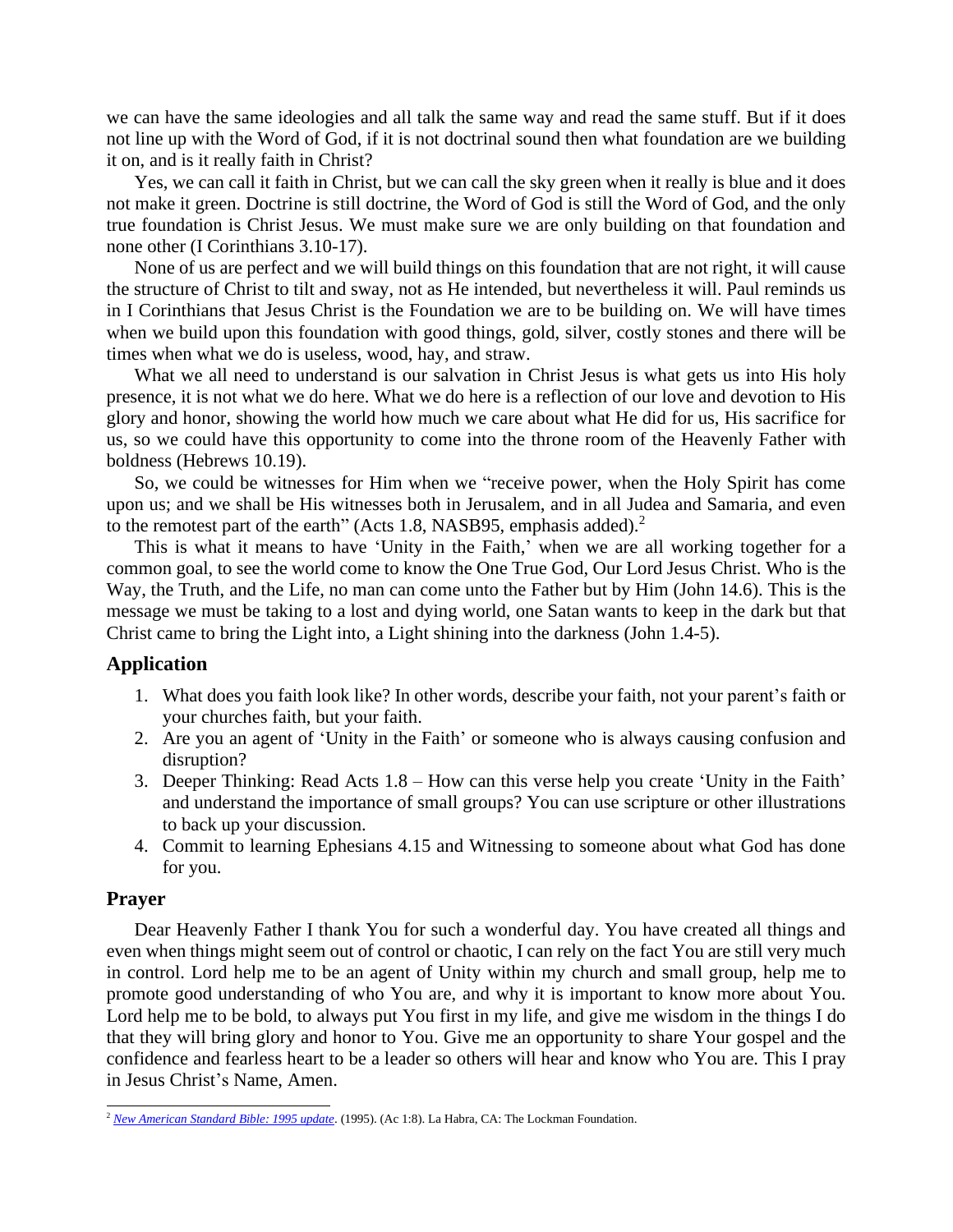we can have the same ideologies and all talk the same way and read the same stuff. But if it does not line up with the Word of God, if it is not doctrinal sound then what foundation are we building it on, and is it really faith in Christ?

Yes, we can call it faith in Christ, but we can call the sky green when it really is blue and it does not make it green. Doctrine is still doctrine, the Word of God is still the Word of God, and the only true foundation is Christ Jesus. We must make sure we are only building on that foundation and none other (I Corinthians 3.10-17).

None of us are perfect and we will build things on this foundation that are not right, it will cause the structure of Christ to tilt and sway, not as He intended, but nevertheless it will. Paul reminds us in I Corinthians that Jesus Christ is the Foundation we are to be building on. We will have times when we build upon this foundation with good things, gold, silver, costly stones and there will be times when what we do is useless, wood, hay, and straw.

What we all need to understand is our salvation in Christ Jesus is what gets us into His holy presence, it is not what we do here. What we do here is a reflection of our love and devotion to His glory and honor, showing the world how much we care about what He did for us, His sacrifice for us, so we could have this opportunity to come into the throne room of the Heavenly Father with boldness (Hebrews 10.19).

So, we could be witnesses for Him when we "receive power, when the Holy Spirit has come upon us; and we shall be His witnesses both in Jerusalem, and in all Judea and Samaria, and even to the remotest part of the earth" (Acts 1.8, NASB95, emphasis added).[2]

This is what it means to have 'Unity in the Faith,' when we are all working together for a common goal, to see the world come to know the One True God, Our Lord Jesus Christ. Who is the Way, the Truth, and the Life, no man can come unto the Father but by Him (John 14.6). This is the message we must be taking to a lost and dying world, one Satan wants to keep in the dark but that Christ came to bring the Light into, a Light shining into the darkness (John 1.4-5).

## Application

1. What does you faith look like? In other words, describe your faith, not your parent's faith or your churches faith, but your faith.
2. Are you an agent of 'Unity in the Faith' or someone who is always causing confusion and disruption?
3. Deeper Thinking: Read Acts 1.8 – How can this verse help you create 'Unity in the Faith' and understand the importance of small groups? You can use scripture or other illustrations to back up your discussion.
4. Commit to learning Ephesians 4.15 and Witnessing to someone about what God has done for you.

## Prayer

Dear Heavenly Father I thank You for such a wonderful day. You have created all things and even when things might seem out of control or chaotic, I can rely on the fact You are still very much in control. Lord help me to be an agent of Unity within my church and small group, help me to promote good understanding of who You are, and why it is important to know more about You. Lord help me to be bold, to always put You first in my life, and give me wisdom in the things I do that they will bring glory and honor to You. Give me an opportunity to share Your gospel and the confidence and fearless heart to be a leader so others will hear and know who You are. This I pray in Jesus Christ's Name, Amen.

---

[2] *New American Standard Bible: 1995 update*. (1995). (Ac 1:8). La Habra, CA: The Lockman Foundation.